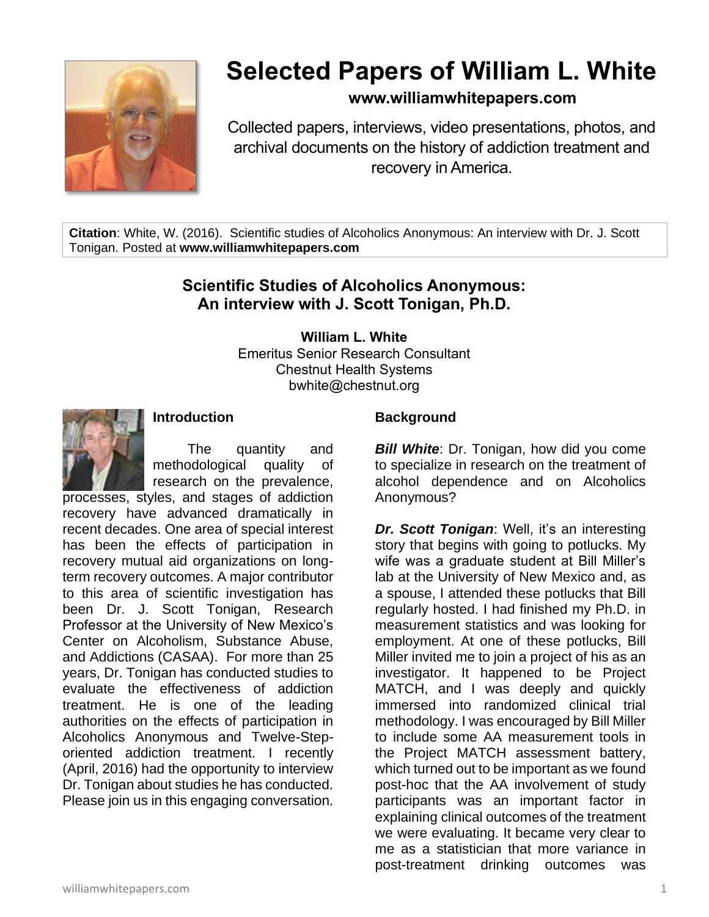# Selected Papers of William L. White

**www.williamwhitepapers.com**

Collected papers, interviews, video presentations, photos, and archival documents on the history of addiction treatment and recovery in America.

**Citation**: White, W. (2016). Scientific studies of Alcoholics Anonymous: An interview with Dr. J. Scott Tonigan. Posted at **www.williamwhitepapers.com**

## Scientific Studies of Alcoholics Anonymous: An interview with J. Scott Tonigan, Ph.D.

**William L. White**
Emeritus Senior Research Consultant
Chestnut Health Systems
bwhite@chestnut.org

### Introduction

The quantity and methodological quality of research on the prevalence, processes, styles, and stages of addiction recovery have advanced dramatically in recent decades. One area of special interest has been the effects of participation in recovery mutual aid organizations on long-term recovery outcomes. A major contributor to this area of scientific investigation has been Dr. J. Scott Tonigan, Research Professor at the University of New Mexico's Center on Alcoholism, Substance Abuse, and Addictions (CASAA). For more than 25 years, Dr. Tonigan has conducted studies to evaluate the effectiveness of addiction treatment. He is one of the leading authorities on the effects of participation in Alcoholics Anonymous and Twelve-Step-oriented addiction treatment. I recently (April, 2016) had the opportunity to interview Dr. Tonigan about studies he has conducted. Please join us in this engaging conversation.

### Background

***Bill White***: Dr. Tonigan, how did you come to specialize in research on the treatment of alcohol dependence and on Alcoholics Anonymous?

***Dr. Scott Tonigan***: Well, it's an interesting story that begins with going to potlucks. My wife was a graduate student at Bill Miller's lab at the University of New Mexico and, as a spouse, I attended these potlucks that Bill regularly hosted. I had finished my Ph.D. in measurement statistics and was looking for employment. At one of these potlucks, Bill Miller invited me to join a project of his as an investigator. It happened to be Project MATCH, and I was deeply and quickly immersed into randomized clinical trial methodology. I was encouraged by Bill Miller to include some AA measurement tools in the Project MATCH assessment battery, which turned out to be important as we found post-hoc that the AA involvement of study participants was an important factor in explaining clinical outcomes of the treatment we were evaluating. It became very clear to me as a statistician that more variance in post-treatment drinking outcomes was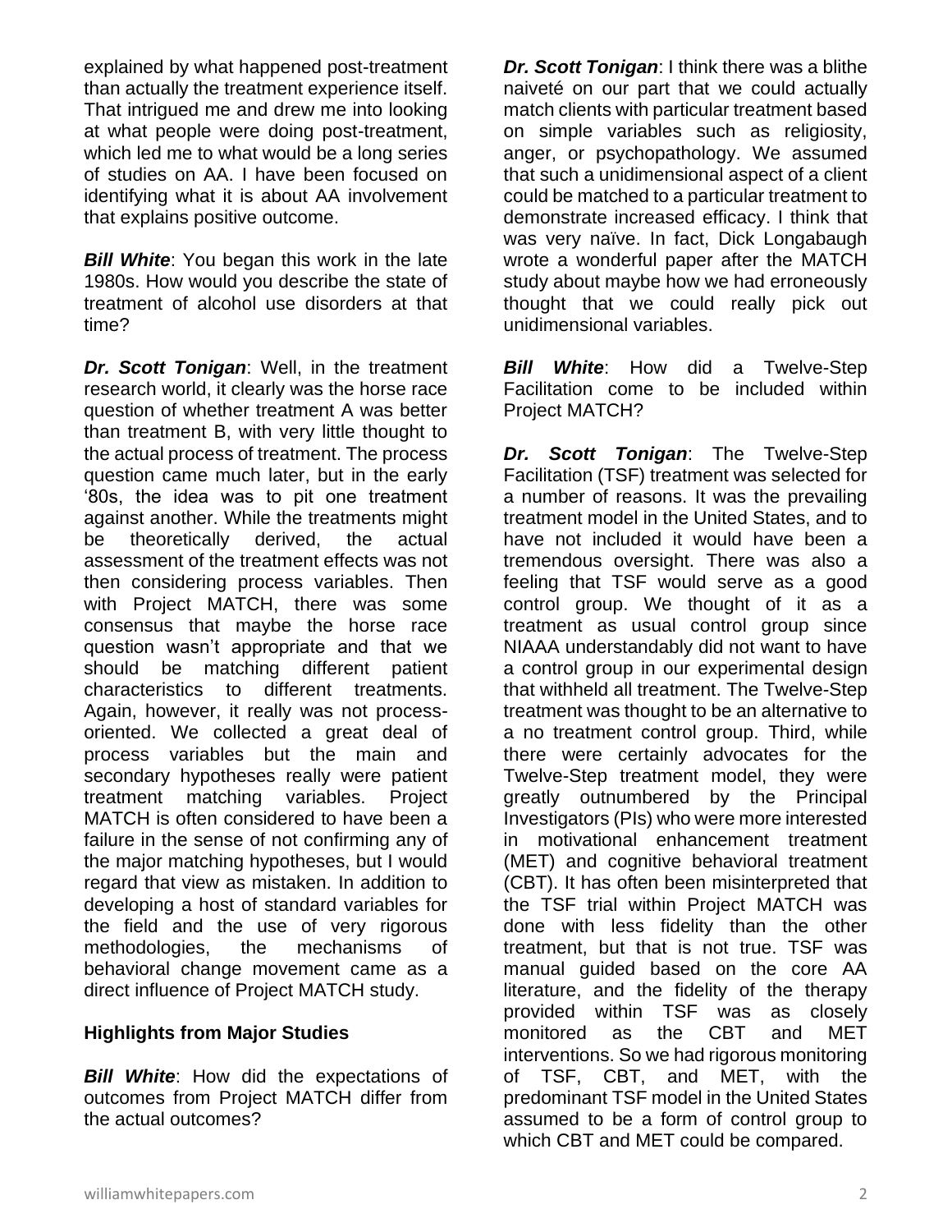explained by what happened post-treatment than actually the treatment experience itself. That intrigued me and drew me into looking at what people were doing post-treatment, which led me to what would be a long series of studies on AA. I have been focused on identifying what it is about AA involvement that explains positive outcome.

***Bill White***: You began this work in the late 1980s. How would you describe the state of treatment of alcohol use disorders at that time?

***Dr. Scott Tonigan***: Well, in the treatment research world, it clearly was the horse race question of whether treatment A was better than treatment B, with very little thought to the actual process of treatment. The process question came much later, but in the early '80s, the idea was to pit one treatment against another. While the treatments might be theoretically derived, the actual assessment of the treatment effects was not then considering process variables. Then with Project MATCH, there was some consensus that maybe the horse race question wasn't appropriate and that we should be matching different patient characteristics to different treatments. Again, however, it really was not process-oriented. We collected a great deal of process variables but the main and secondary hypotheses really were patient treatment matching variables. Project MATCH is often considered to have been a failure in the sense of not confirming any of the major matching hypotheses, but I would regard that view as mistaken. In addition to developing a host of standard variables for the field and the use of very rigorous methodologies, the mechanisms of behavioral change movement came as a direct influence of Project MATCH study.

**Highlights from Major Studies**

***Bill White***: How did the expectations of outcomes from Project MATCH differ from the actual outcomes?

***Dr. Scott Tonigan***: I think there was a blithe naiveté on our part that we could actually match clients with particular treatment based on simple variables such as religiosity, anger, or psychopathology. We assumed that such a unidimensional aspect of a client could be matched to a particular treatment to demonstrate increased efficacy. I think that was very naïve. In fact, Dick Longabaugh wrote a wonderful paper after the MATCH study about maybe how we had erroneously thought that we could really pick out unidimensional variables.

***Bill White***: How did a Twelve-Step Facilitation come to be included within Project MATCH?

***Dr. Scott Tonigan***: The Twelve-Step Facilitation (TSF) treatment was selected for a number of reasons. It was the prevailing treatment model in the United States, and to have not included it would have been a tremendous oversight. There was also a feeling that TSF would serve as a good control group. We thought of it as a treatment as usual control group since NIAAA understandably did not want to have a control group in our experimental design that withheld all treatment. The Twelve-Step treatment was thought to be an alternative to a no treatment control group. Third, while there were certainly advocates for the Twelve-Step treatment model, they were greatly outnumbered by the Principal Investigators (PIs) who were more interested in motivational enhancement treatment (MET) and cognitive behavioral treatment (CBT). It has often been misinterpreted that the TSF trial within Project MATCH was done with less fidelity than the other treatment, but that is not true. TSF was manual guided based on the core AA literature, and the fidelity of the therapy provided within TSF was as closely monitored as the CBT and MET interventions. So we had rigorous monitoring of TSF, CBT, and MET, with the predominant TSF model in the United States assumed to be a form of control group to which CBT and MET could be compared.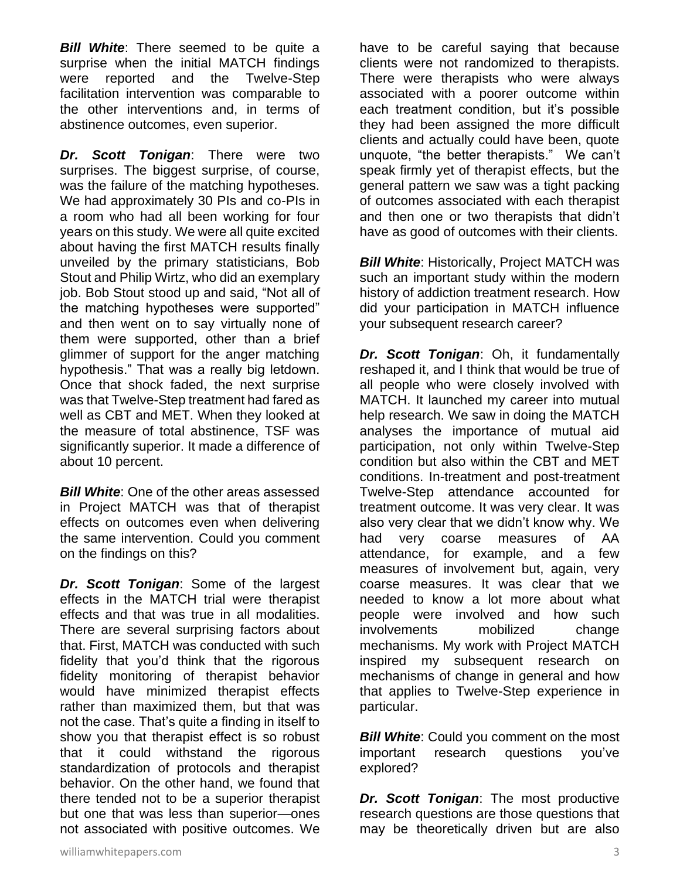***Bill White***: There seemed to be quite a surprise when the initial MATCH findings were reported and the Twelve-Step facilitation intervention was comparable to the other interventions and, in terms of abstinence outcomes, even superior.

***Dr. Scott Tonigan***: There were two surprises. The biggest surprise, of course, was the failure of the matching hypotheses. We had approximately 30 PIs and co-PIs in a room who had all been working for four years on this study. We were all quite excited about having the first MATCH results finally unveiled by the primary statisticians, Bob Stout and Philip Wirtz, who did an exemplary job. Bob Stout stood up and said, "Not all of the matching hypotheses were supported" and then went on to say virtually none of them were supported, other than a brief glimmer of support for the anger matching hypothesis." That was a really big letdown. Once that shock faded, the next surprise was that Twelve-Step treatment had fared as well as CBT and MET. When they looked at the measure of total abstinence, TSF was significantly superior. It made a difference of about 10 percent.

***Bill White***: One of the other areas assessed in Project MATCH was that of therapist effects on outcomes even when delivering the same intervention. Could you comment on the findings on this?

***Dr. Scott Tonigan***: Some of the largest effects in the MATCH trial were therapist effects and that was true in all modalities. There are several surprising factors about that. First, MATCH was conducted with such fidelity that you'd think that the rigorous fidelity monitoring of therapist behavior would have minimized therapist effects rather than maximized them, but that was not the case. That's quite a finding in itself to show you that therapist effect is so robust that it could withstand the rigorous standardization of protocols and therapist behavior. On the other hand, we found that there tended not to be a superior therapist but one that was less than superior—ones not associated with positive outcomes. We have to be careful saying that because clients were not randomized to therapists. There were therapists who were always associated with a poorer outcome within each treatment condition, but it's possible they had been assigned the more difficult clients and actually could have been, quote unquote, "the better therapists." We can't speak firmly yet of therapist effects, but the general pattern we saw was a tight packing of outcomes associated with each therapist and then one or two therapists that didn't have as good of outcomes with their clients.

***Bill White***: Historically, Project MATCH was such an important study within the modern history of addiction treatment research. How did your participation in MATCH influence your subsequent research career?

***Dr. Scott Tonigan***: Oh, it fundamentally reshaped it, and I think that would be true of all people who were closely involved with MATCH. It launched my career into mutual help research. We saw in doing the MATCH analyses the importance of mutual aid participation, not only within Twelve-Step condition but also within the CBT and MET conditions. In-treatment and post-treatment Twelve-Step attendance accounted for treatment outcome. It was very clear. It was also very clear that we didn't know why. We had very coarse measures of AA attendance, for example, and a few measures of involvement but, again, very coarse measures. It was clear that we needed to know a lot more about what people were involved and how such involvements mobilized change mechanisms. My work with Project MATCH inspired my subsequent research on mechanisms of change in general and how that applies to Twelve-Step experience in particular.

***Bill White***: Could you comment on the most important research questions you've explored?

***Dr. Scott Tonigan***: The most productive research questions are those questions that may be theoretically driven but are also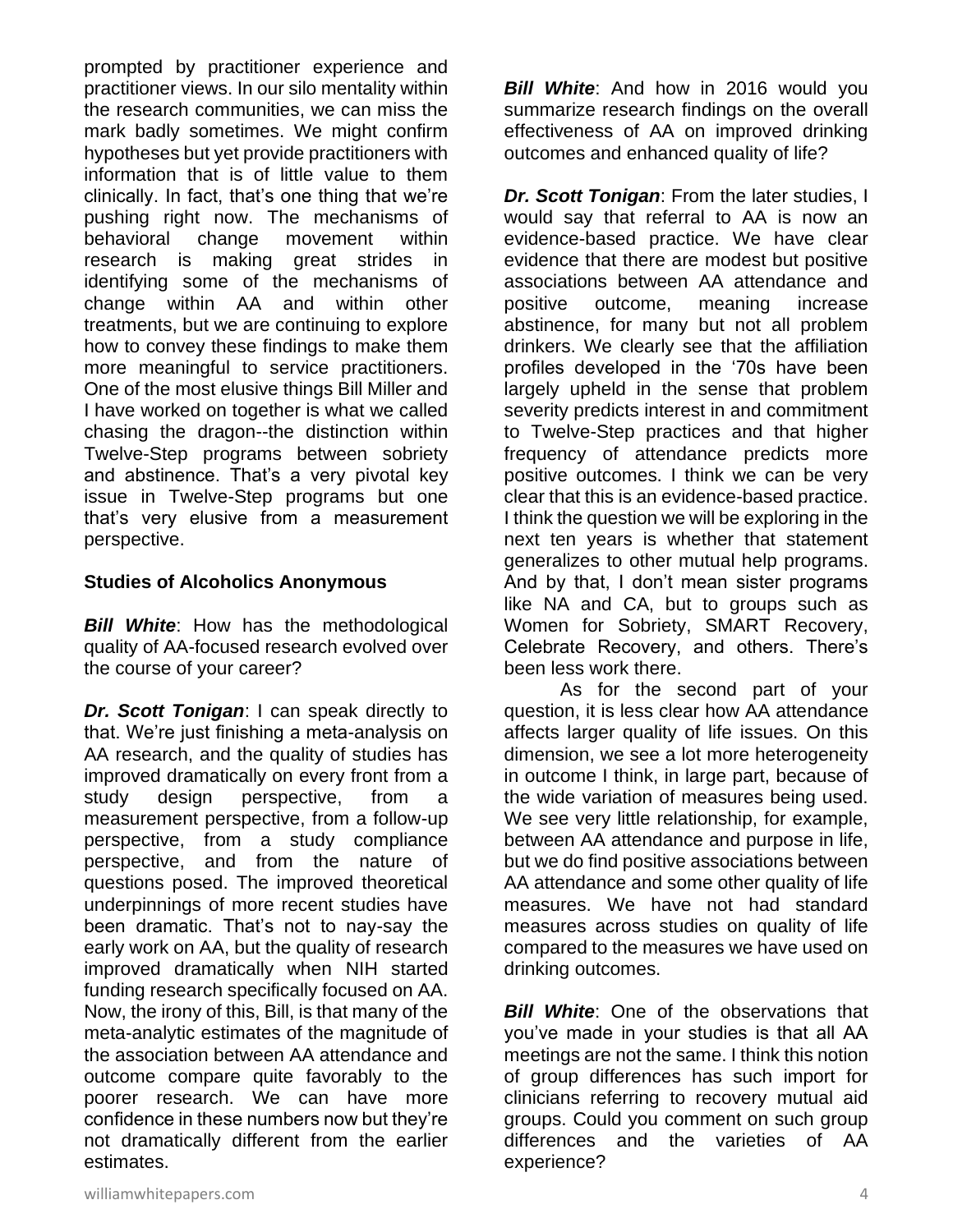prompted by practitioner experience and practitioner views. In our silo mentality within the research communities, we can miss the mark badly sometimes. We might confirm hypotheses but yet provide practitioners with information that is of little value to them clinically. In fact, that's one thing that we're pushing right now. The mechanisms of behavioral change movement within research is making great strides in identifying some of the mechanisms of change within AA and within other treatments, but we are continuing to explore how to convey these findings to make them more meaningful to service practitioners. One of the most elusive things Bill Miller and I have worked on together is what we called chasing the dragon--the distinction within Twelve-Step programs between sobriety and abstinence. That's a very pivotal key issue in Twelve-Step programs but one that's very elusive from a measurement perspective.

**Studies of Alcoholics Anonymous**

***Bill White***: How has the methodological quality of AA-focused research evolved over the course of your career?

***Dr. Scott Tonigan***: I can speak directly to that. We're just finishing a meta-analysis on AA research, and the quality of studies has improved dramatically on every front from a study design perspective, from a measurement perspective, from a follow-up perspective, from a study compliance perspective, and from the nature of questions posed. The improved theoretical underpinnings of more recent studies have been dramatic. That's not to nay-say the early work on AA, but the quality of research improved dramatically when NIH started funding research specifically focused on AA. Now, the irony of this, Bill, is that many of the meta-analytic estimates of the magnitude of the association between AA attendance and outcome compare quite favorably to the poorer research. We can have more confidence in these numbers now but they're not dramatically different from the earlier estimates.

***Bill White***: And how in 2016 would you summarize research findings on the overall effectiveness of AA on improved drinking outcomes and enhanced quality of life?

***Dr. Scott Tonigan***: From the later studies, I would say that referral to AA is now an evidence-based practice. We have clear evidence that there are modest but positive associations between AA attendance and positive outcome, meaning increase abstinence, for many but not all problem drinkers. We clearly see that the affiliation profiles developed in the '70s have been largely upheld in the sense that problem severity predicts interest in and commitment to Twelve-Step practices and that higher frequency of attendance predicts more positive outcomes. I think we can be very clear that this is an evidence-based practice. I think the question we will be exploring in the next ten years is whether that statement generalizes to other mutual help programs. And by that, I don't mean sister programs like NA and CA, but to groups such as Women for Sobriety, SMART Recovery, Celebrate Recovery, and others. There's been less work there.

As for the second part of your question, it is less clear how AA attendance affects larger quality of life issues. On this dimension, we see a lot more heterogeneity in outcome I think, in large part, because of the wide variation of measures being used. We see very little relationship, for example, between AA attendance and purpose in life, but we do find positive associations between AA attendance and some other quality of life measures. We have not had standard measures across studies on quality of life compared to the measures we have used on drinking outcomes.

***Bill White***: One of the observations that you've made in your studies is that all AA meetings are not the same. I think this notion of group differences has such import for clinicians referring to recovery mutual aid groups. Could you comment on such group differences and the varieties of AA experience?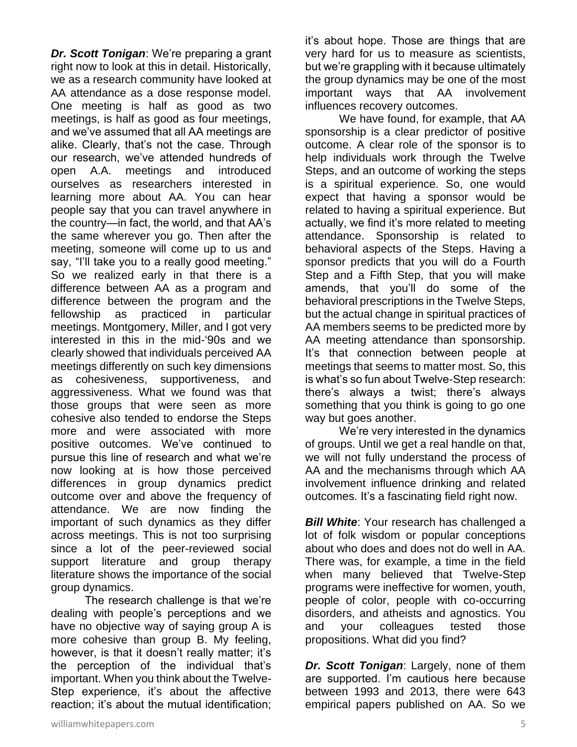***Dr. Scott Tonigan***: We're preparing a grant right now to look at this in detail. Historically, we as a research community have looked at AA attendance as a dose response model. One meeting is half as good as two meetings, is half as good as four meetings, and we've assumed that all AA meetings are alike. Clearly, that's not the case. Through our research, we've attended hundreds of open A.A. meetings and introduced ourselves as researchers interested in learning more about AA. You can hear people say that you can travel anywhere in the country—in fact, the world, and that AA's the same wherever you go. Then after the meeting, someone will come up to us and say, "I'll take you to a really good meeting." So we realized early in that there is a difference between AA as a program and difference between the program and the fellowship as practiced in particular meetings. Montgomery, Miller, and I got very interested in this in the mid-'90s and we clearly showed that individuals perceived AA meetings differently on such key dimensions as cohesiveness, supportiveness, and aggressiveness. What we found was that those groups that were seen as more cohesive also tended to endorse the Steps more and were associated with more positive outcomes. We've continued to pursue this line of research and what we're now looking at is how those perceived differences in group dynamics predict outcome over and above the frequency of attendance. We are now finding the important of such dynamics as they differ across meetings. This is not too surprising since a lot of the peer-reviewed social support literature and group therapy literature shows the importance of the social group dynamics.

The research challenge is that we're dealing with people's perceptions and we have no objective way of saying group A is more cohesive than group B. My feeling, however, is that it doesn't really matter; it's the perception of the individual that's important. When you think about the Twelve-Step experience, it's about the affective reaction; it's about the mutual identification; it's about hope. Those are things that are very hard for us to measure as scientists, but we're grappling with it because ultimately the group dynamics may be one of the most important ways that AA involvement influences recovery outcomes.

We have found, for example, that AA sponsorship is a clear predictor of positive outcome. A clear role of the sponsor is to help individuals work through the Twelve Steps, and an outcome of working the steps is a spiritual experience. So, one would expect that having a sponsor would be related to having a spiritual experience. But actually, we find it's more related to meeting attendance. Sponsorship is related to behavioral aspects of the Steps. Having a sponsor predicts that you will do a Fourth Step and a Fifth Step, that you will make amends, that you'll do some of the behavioral prescriptions in the Twelve Steps, but the actual change in spiritual practices of AA members seems to be predicted more by AA meeting attendance than sponsorship. It's that connection between people at meetings that seems to matter most. So, this is what's so fun about Twelve-Step research: there's always a twist; there's always something that you think is going to go one way but goes another.

We're very interested in the dynamics of groups. Until we get a real handle on that, we will not fully understand the process of AA and the mechanisms through which AA involvement influence drinking and related outcomes. It's a fascinating field right now.

***Bill White***: Your research has challenged a lot of folk wisdom or popular conceptions about who does and does not do well in AA. There was, for example, a time in the field when many believed that Twelve-Step programs were ineffective for women, youth, people of color, people with co-occurring disorders, and atheists and agnostics. You and your colleagues tested those propositions. What did you find?

***Dr. Scott Tonigan***: Largely, none of them are supported. I'm cautious here because between 1993 and 2013, there were 643 empirical papers published on AA. So we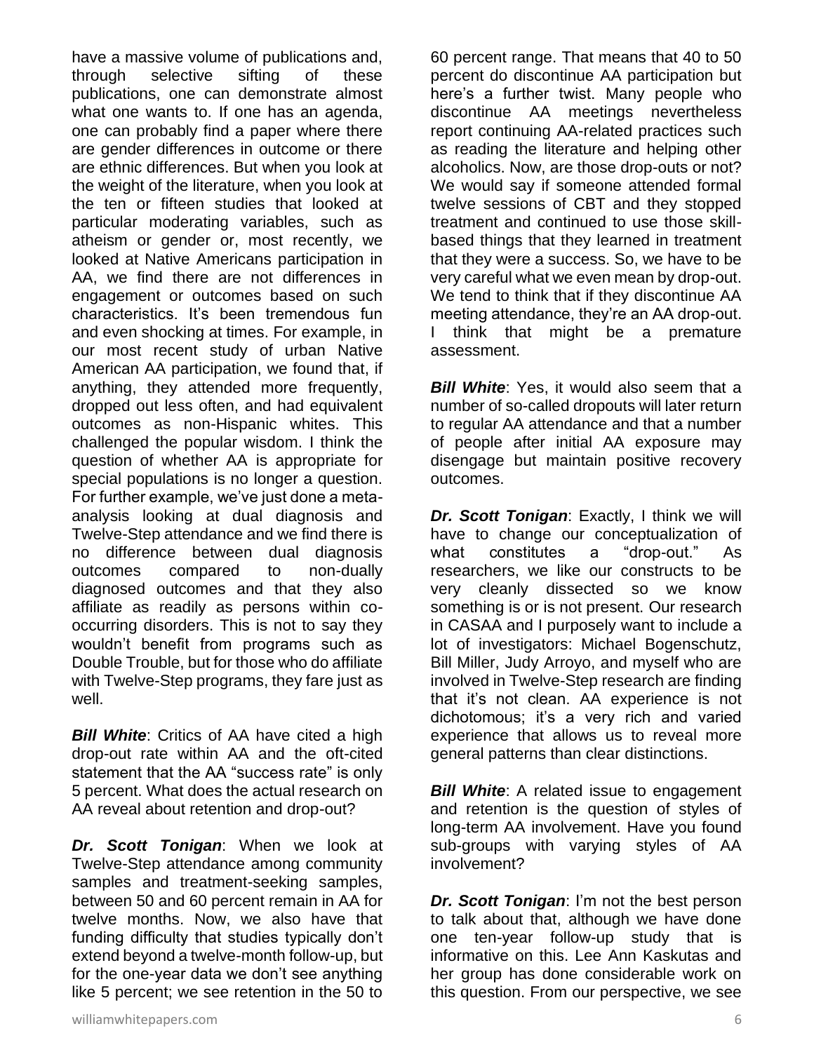have a massive volume of publications and, through selective sifting of these publications, one can demonstrate almost what one wants to. If one has an agenda, one can probably find a paper where there are gender differences in outcome or there are ethnic differences. But when you look at the weight of the literature, when you look at the ten or fifteen studies that looked at particular moderating variables, such as atheism or gender or, most recently, we looked at Native Americans participation in AA, we find there are not differences in engagement or outcomes based on such characteristics. It's been tremendous fun and even shocking at times. For example, in our most recent study of urban Native American AA participation, we found that, if anything, they attended more frequently, dropped out less often, and had equivalent outcomes as non-Hispanic whites. This challenged the popular wisdom. I think the question of whether AA is appropriate for special populations is no longer a question. For further example, we've just done a meta-analysis looking at dual diagnosis and Twelve-Step attendance and we find there is no difference between dual diagnosis outcomes compared to non-dually diagnosed outcomes and that they also affiliate as readily as persons within co-occurring disorders. This is not to say they wouldn't benefit from programs such as Double Trouble, but for those who do affiliate with Twelve-Step programs, they fare just as well.

***Bill White***: Critics of AA have cited a high drop-out rate within AA and the oft-cited statement that the AA "success rate" is only 5 percent. What does the actual research on AA reveal about retention and drop-out?

***Dr. Scott Tonigan***: When we look at Twelve-Step attendance among community samples and treatment-seeking samples, between 50 and 60 percent remain in AA for twelve months. Now, we also have that funding difficulty that studies typically don't extend beyond a twelve-month follow-up, but for the one-year data we don't see anything like 5 percent; we see retention in the 50 to 60 percent range. That means that 40 to 50 percent do discontinue AA participation but here's a further twist. Many people who discontinue AA meetings nevertheless report continuing AA-related practices such as reading the literature and helping other alcoholics. Now, are those drop-outs or not? We would say if someone attended formal twelve sessions of CBT and they stopped treatment and continued to use those skill-based things that they learned in treatment that they were a success. So, we have to be very careful what we even mean by drop-out. We tend to think that if they discontinue AA meeting attendance, they're an AA drop-out. I think that might be a premature assessment.

***Bill White***: Yes, it would also seem that a number of so-called dropouts will later return to regular AA attendance and that a number of people after initial AA exposure may disengage but maintain positive recovery outcomes.

***Dr. Scott Tonigan***: Exactly, I think we will have to change our conceptualization of what constitutes a "drop-out." As researchers, we like our constructs to be very cleanly dissected so we know something is or is not present. Our research in CASAA and I purposely want to include a lot of investigators: Michael Bogenschutz, Bill Miller, Judy Arroyo, and myself who are involved in Twelve-Step research are finding that it's not clean. AA experience is not dichotomous; it's a very rich and varied experience that allows us to reveal more general patterns than clear distinctions.

***Bill White***: A related issue to engagement and retention is the question of styles of long-term AA involvement. Have you found sub-groups with varying styles of AA involvement?

***Dr. Scott Tonigan***: I'm not the best person to talk about that, although we have done one ten-year follow-up study that is informative on this. Lee Ann Kaskutas and her group has done considerable work on this question. From our perspective, we see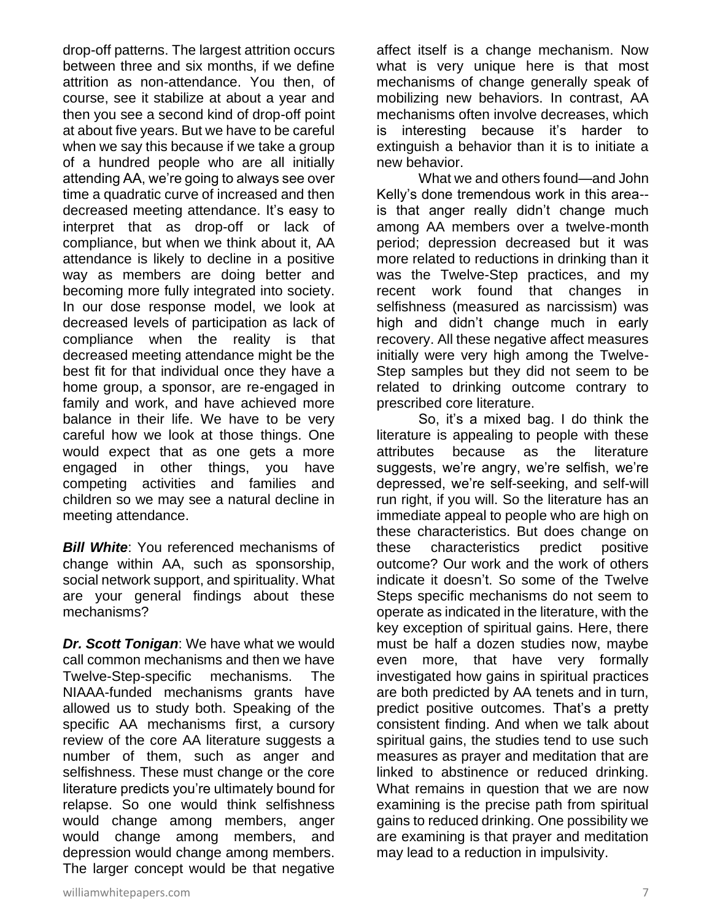drop-off patterns. The largest attrition occurs between three and six months, if we define attrition as non-attendance. You then, of course, see it stabilize at about a year and then you see a second kind of drop-off point at about five years. But we have to be careful when we say this because if we take a group of a hundred people who are all initially attending AA, we're going to always see over time a quadratic curve of increased and then decreased meeting attendance. It's easy to interpret that as drop-off or lack of compliance, but when we think about it, AA attendance is likely to decline in a positive way as members are doing better and becoming more fully integrated into society. In our dose response model, we look at decreased levels of participation as lack of compliance when the reality is that decreased meeting attendance might be the best fit for that individual once they have a home group, a sponsor, are re-engaged in family and work, and have achieved more balance in their life. We have to be very careful how we look at those things. One would expect that as one gets a more engaged in other things, you have competing activities and families and children so we may see a natural decline in meeting attendance.

***Bill White***: You referenced mechanisms of change within AA, such as sponsorship, social network support, and spirituality. What are your general findings about these mechanisms?

***Dr. Scott Tonigan***: We have what we would call common mechanisms and then we have Twelve-Step-specific mechanisms. The NIAAA-funded mechanisms grants have allowed us to study both. Speaking of the specific AA mechanisms first, a cursory review of the core AA literature suggests a number of them, such as anger and selfishness. These must change or the core literature predicts you're ultimately bound for relapse. So one would think selfishness would change among members, anger would change among members, and depression would change among members. The larger concept would be that negative affect itself is a change mechanism. Now what is very unique here is that most mechanisms of change generally speak of mobilizing new behaviors. In contrast, AA mechanisms often involve decreases, which is interesting because it's harder to extinguish a behavior than it is to initiate a new behavior.

What we and others found—and John Kelly's done tremendous work in this area--is that anger really didn't change much among AA members over a twelve-month period; depression decreased but it was more related to reductions in drinking than it was the Twelve-Step practices, and my recent work found that changes in selfishness (measured as narcissism) was high and didn't change much in early recovery. All these negative affect measures initially were very high among the Twelve-Step samples but they did not seem to be related to drinking outcome contrary to prescribed core literature.

So, it's a mixed bag. I do think the literature is appealing to people with these attributes because as the literature suggests, we're angry, we're selfish, we're depressed, we're self-seeking, and self-will run right, if you will. So the literature has an immediate appeal to people who are high on these characteristics. But does change on these characteristics predict positive outcome? Our work and the work of others indicate it doesn't. So some of the Twelve Steps specific mechanisms do not seem to operate as indicated in the literature, with the key exception of spiritual gains. Here, there must be half a dozen studies now, maybe even more, that have very formally investigated how gains in spiritual practices are both predicted by AA tenets and in turn, predict positive outcomes. That's a pretty consistent finding. And when we talk about spiritual gains, the studies tend to use such measures as prayer and meditation that are linked to abstinence or reduced drinking. What remains in question that we are now examining is the precise path from spiritual gains to reduced drinking. One possibility we are examining is that prayer and meditation may lead to a reduction in impulsivity.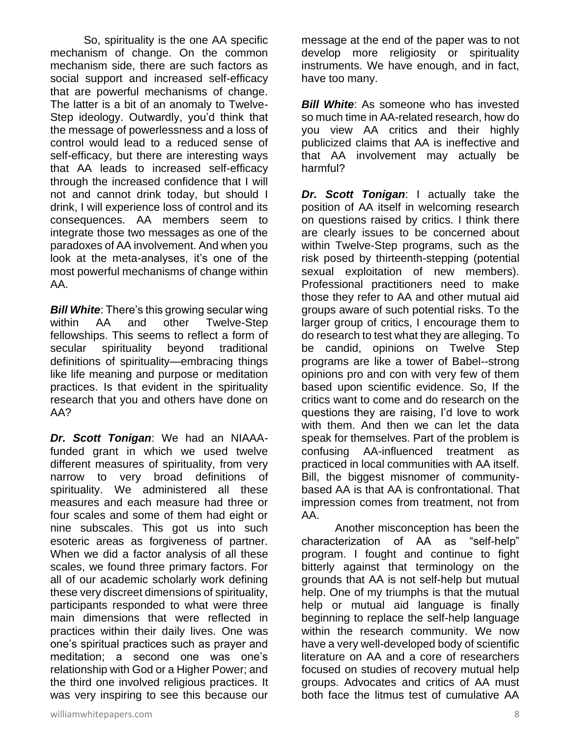So, spirituality is the one AA specific mechanism of change. On the common mechanism side, there are such factors as social support and increased self-efficacy that are powerful mechanisms of change. The latter is a bit of an anomaly to Twelve-Step ideology. Outwardly, you'd think that the message of powerlessness and a loss of control would lead to a reduced sense of self-efficacy, but there are interesting ways that AA leads to increased self-efficacy through the increased confidence that I will not and cannot drink today, but should I drink, I will experience loss of control and its consequences. AA members seem to integrate those two messages as one of the paradoxes of AA involvement. And when you look at the meta-analyses, it's one of the most powerful mechanisms of change within AA.

***Bill White***: There's this growing secular wing within AA and other Twelve-Step fellowships. This seems to reflect a form of secular spirituality beyond traditional definitions of spirituality—embracing things like life meaning and purpose or meditation practices. Is that evident in the spirituality research that you and others have done on AA?

***Dr. Scott Tonigan***: We had an NIAAA-funded grant in which we used twelve different measures of spirituality, from very narrow to very broad definitions of spirituality. We administered all these measures and each measure had three or four scales and some of them had eight or nine subscales. This got us into such esoteric areas as forgiveness of partner. When we did a factor analysis of all these scales, we found three primary factors. For all of our academic scholarly work defining these very discreet dimensions of spirituality, participants responded to what were three main dimensions that were reflected in practices within their daily lives. One was one's spiritual practices such as prayer and meditation; a second one was one's relationship with God or a Higher Power; and the third one involved religious practices. It was very inspiring to see this because our message at the end of the paper was to not develop more religiosity or spirituality instruments. We have enough, and in fact, have too many.

***Bill White***: As someone who has invested so much time in AA-related research, how do you view AA critics and their highly publicized claims that AA is ineffective and that AA involvement may actually be harmful?

***Dr. Scott Tonigan***: I actually take the position of AA itself in welcoming research on questions raised by critics. I think there are clearly issues to be concerned about within Twelve-Step programs, such as the risk posed by thirteenth-stepping (potential sexual exploitation of new members). Professional practitioners need to make those they refer to AA and other mutual aid groups aware of such potential risks. To the larger group of critics, I encourage them to do research to test what they are alleging. To be candid, opinions on Twelve Step programs are like a tower of Babel--strong opinions pro and con with very few of them based upon scientific evidence. So, If the critics want to come and do research on the questions they are raising, I'd love to work with them. And then we can let the data speak for themselves. Part of the problem is confusing AA-influenced treatment as practiced in local communities with AA itself. Bill, the biggest misnomer of community-based AA is that AA is confrontational. That impression comes from treatment, not from AA.

Another misconception has been the characterization of AA as "self-help" program. I fought and continue to fight bitterly against that terminology on the grounds that AA is not self-help but mutual help. One of my triumphs is that the mutual help or mutual aid language is finally beginning to replace the self-help language within the research community. We now have a very well-developed body of scientific literature on AA and a core of researchers focused on studies of recovery mutual help groups. Advocates and critics of AA must both face the litmus test of cumulative AA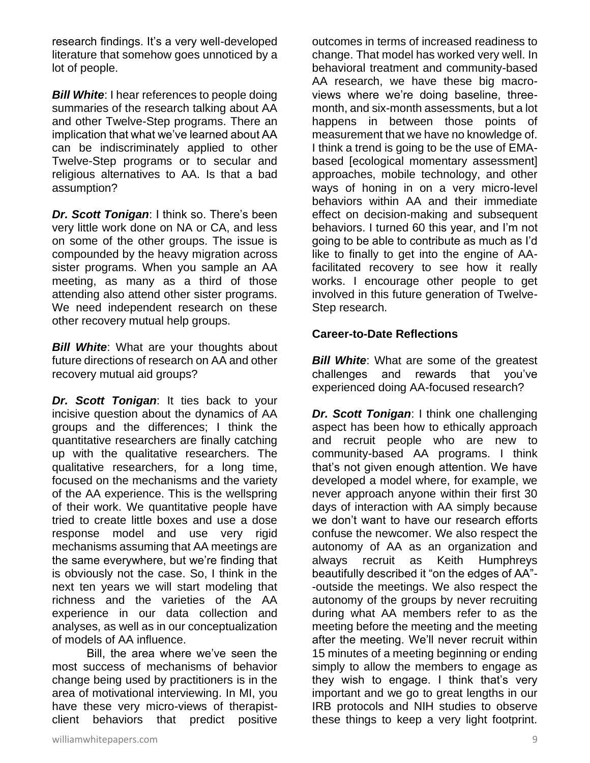research findings. It's a very well-developed literature that somehow goes unnoticed by a lot of people.

***Bill White***: I hear references to people doing summaries of the research talking about AA and other Twelve-Step programs. There an implication that what we've learned about AA can be indiscriminately applied to other Twelve-Step programs or to secular and religious alternatives to AA. Is that a bad assumption?

***Dr. Scott Tonigan***: I think so. There's been very little work done on NA or CA, and less on some of the other groups. The issue is compounded by the heavy migration across sister programs. When you sample an AA meeting, as many as a third of those attending also attend other sister programs. We need independent research on these other recovery mutual help groups.

***Bill White***: What are your thoughts about future directions of research on AA and other recovery mutual aid groups?

***Dr. Scott Tonigan***: It ties back to your incisive question about the dynamics of AA groups and the differences; I think the quantitative researchers are finally catching up with the qualitative researchers. The qualitative researchers, for a long time, focused on the mechanisms and the variety of the AA experience. This is the wellspring of their work. We quantitative people have tried to create little boxes and use a dose response model and use very rigid mechanisms assuming that AA meetings are the same everywhere, but we're finding that is obviously not the case. So, I think in the next ten years we will start modeling that richness and the varieties of the AA experience in our data collection and analyses, as well as in our conceptualization of models of AA influence.

Bill, the area where we've seen the most success of mechanisms of behavior change being used by practitioners is in the area of motivational interviewing. In MI, you have these very micro-views of therapist-client behaviors that predict positive outcomes in terms of increased readiness to change. That model has worked very well. In behavioral treatment and community-based AA research, we have these big macro-views where we're doing baseline, three-month, and six-month assessments, but a lot happens in between those points of measurement that we have no knowledge of. I think a trend is going to be the use of EMA-based [ecological momentary assessment] approaches, mobile technology, and other ways of honing in on a very micro-level behaviors within AA and their immediate effect on decision-making and subsequent behaviors. I turned 60 this year, and I'm not going to be able to contribute as much as I'd like to finally to get into the engine of AA-facilitated recovery to see how it really works. I encourage other people to get involved in this future generation of Twelve-Step research.

**Career-to-Date Reflections**

***Bill White***: What are some of the greatest challenges and rewards that you've experienced doing AA-focused research?

***Dr. Scott Tonigan***: I think one challenging aspect has been how to ethically approach and recruit people who are new to community-based AA programs. I think that's not given enough attention. We have developed a model where, for example, we never approach anyone within their first 30 days of interaction with AA simply because we don't want to have our research efforts confuse the newcomer. We also respect the autonomy of AA as an organization and always recruit as Keith Humphreys beautifully described it "on the edges of AA"--outside the meetings. We also respect the autonomy of the groups by never recruiting during what AA members refer to as the meeting before the meeting and the meeting after the meeting. We'll never recruit within 15 minutes of a meeting beginning or ending simply to allow the members to engage as they wish to engage. I think that's very important and we go to great lengths in our IRB protocols and NIH studies to observe these things to keep a very light footprint.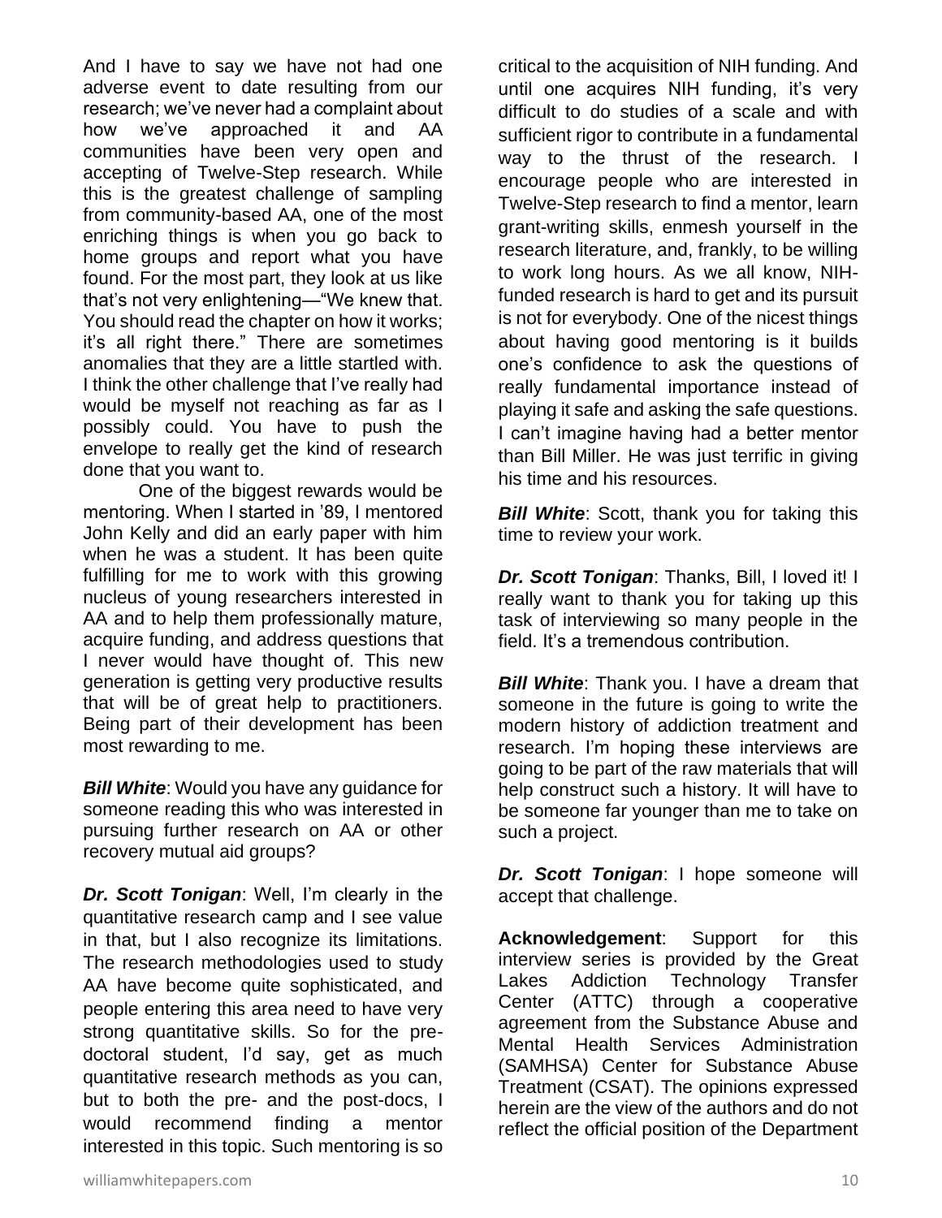And I have to say we have not had one adverse event to date resulting from our research; we've never had a complaint about how we've approached it and AA communities have been very open and accepting of Twelve-Step research. While this is the greatest challenge of sampling from community-based AA, one of the most enriching things is when you go back to home groups and report what you have found. For the most part, they look at us like that's not very enlightening—"We knew that. You should read the chapter on how it works; it's all right there." There are sometimes anomalies that they are a little startled with. I think the other challenge that I've really had would be myself not reaching as far as I possibly could. You have to push the envelope to really get the kind of research done that you want to.

One of the biggest rewards would be mentoring. When I started in '89, I mentored John Kelly and did an early paper with him when he was a student. It has been quite fulfilling for me to work with this growing nucleus of young researchers interested in AA and to help them professionally mature, acquire funding, and address questions that I never would have thought of. This new generation is getting very productive results that will be of great help to practitioners. Being part of their development has been most rewarding to me.

***Bill White***: Would you have any guidance for someone reading this who was interested in pursuing further research on AA or other recovery mutual aid groups?

***Dr. Scott Tonigan***: Well, I'm clearly in the quantitative research camp and I see value in that, but I also recognize its limitations. The research methodologies used to study AA have become quite sophisticated, and people entering this area need to have very strong quantitative skills. So for the pre-doctoral student, I'd say, get as much quantitative research methods as you can, but to both the pre- and the post-docs, I would recommend finding a mentor interested in this topic. Such mentoring is so critical to the acquisition of NIH funding. And until one acquires NIH funding, it's very difficult to do studies of a scale and with sufficient rigor to contribute in a fundamental way to the thrust of the research. I encourage people who are interested in Twelve-Step research to find a mentor, learn grant-writing skills, enmesh yourself in the research literature, and, frankly, to be willing to work long hours. As we all know, NIH-funded research is hard to get and its pursuit is not for everybody. One of the nicest things about having good mentoring is it builds one's confidence to ask the questions of really fundamental importance instead of playing it safe and asking the safe questions. I can't imagine having had a better mentor than Bill Miller. He was just terrific in giving his time and his resources.

***Bill White***: Scott, thank you for taking this time to review your work.

***Dr. Scott Tonigan***: Thanks, Bill, I loved it! I really want to thank you for taking up this task of interviewing so many people in the field. It's a tremendous contribution.

***Bill White***: Thank you. I have a dream that someone in the future is going to write the modern history of addiction treatment and research. I'm hoping these interviews are going to be part of the raw materials that will help construct such a history. It will have to be someone far younger than me to take on such a project.

***Dr. Scott Tonigan***: I hope someone will accept that challenge.

**Acknowledgement**: Support for this interview series is provided by the Great Lakes Addiction Technology Transfer Center (ATTC) through a cooperative agreement from the Substance Abuse and Mental Health Services Administration (SAMHSA) Center for Substance Abuse Treatment (CSAT). The opinions expressed herein are the view of the authors and do not reflect the official position of the Department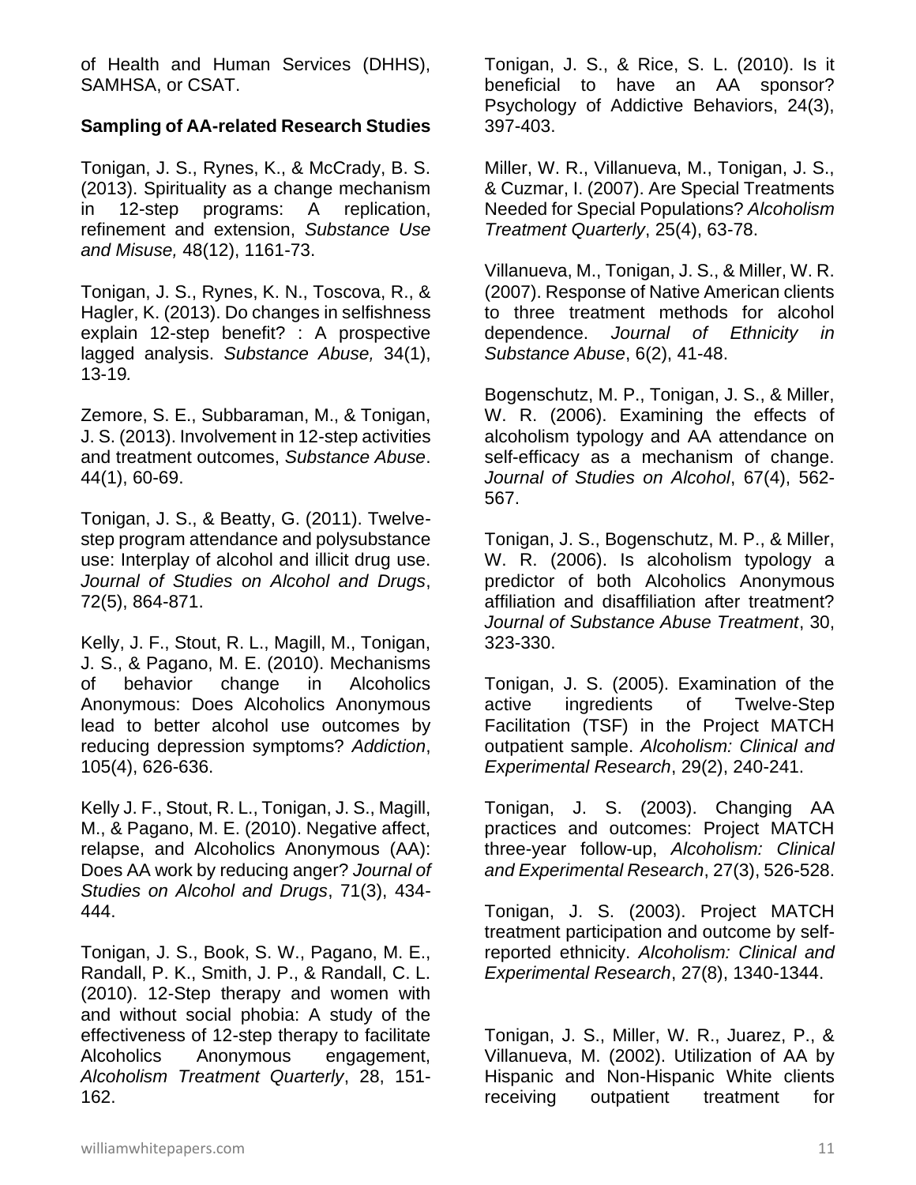of Health and Human Services (DHHS), SAMHSA, or CSAT.

**Sampling of AA-related Research Studies**

Tonigan, J. S., Rynes, K., & McCrady, B. S. (2013). Spirituality as a change mechanism in 12-step programs: A replication, refinement and extension, *Substance Use and Misuse,* 48(12), 1161-73.

Tonigan, J. S., Rynes, K. N., Toscova, R., & Hagler, K. (2013). Do changes in selfishness explain 12-step benefit? : A prospective lagged analysis. *Substance Abuse,* 34(1), 13-19*.*

Zemore, S. E., Subbaraman, M., & Tonigan, J. S. (2013). Involvement in 12-step activities and treatment outcomes, *Substance Abuse*. 44(1), 60-69.

Tonigan, J. S., & Beatty, G. (2011). Twelve-step program attendance and polysubstance use: Interplay of alcohol and illicit drug use. *Journal of Studies on Alcohol and Drugs*, 72(5), 864-871.

Kelly, J. F., Stout, R. L., Magill, M., Tonigan, J. S., & Pagano, M. E. (2010). Mechanisms of behavior change in Alcoholics Anonymous: Does Alcoholics Anonymous lead to better alcohol use outcomes by reducing depression symptoms? *Addiction*, 105(4), 626-636.

Kelly J. F., Stout, R. L., Tonigan, J. S., Magill, M., & Pagano, M. E. (2010). Negative affect, relapse, and Alcoholics Anonymous (AA): Does AA work by reducing anger? *Journal of Studies on Alcohol and Drugs*, 71(3), 434-444.

Tonigan, J. S., Book, S. W., Pagano, M. E., Randall, P. K., Smith, J. P., & Randall, C. L. (2010). 12-Step therapy and women with and without social phobia: A study of the effectiveness of 12-step therapy to facilitate Alcoholics Anonymous engagement, *Alcoholism Treatment Quarterly*, 28, 151-162.

Tonigan, J. S., & Rice, S. L. (2010). Is it beneficial to have an AA sponsor? Psychology of Addictive Behaviors, 24(3), 397-403.

Miller, W. R., Villanueva, M., Tonigan, J. S., & Cuzmar, I. (2007). Are Special Treatments Needed for Special Populations? *Alcoholism Treatment Quarterly*, 25(4), 63-78.

Villanueva, M., Tonigan, J. S., & Miller, W. R. (2007). Response of Native American clients to three treatment methods for alcohol dependence. *Journal of Ethnicity in Substance Abuse*, 6(2), 41-48.

Bogenschutz, M. P., Tonigan, J. S., & Miller, W. R. (2006). Examining the effects of alcoholism typology and AA attendance on self-efficacy as a mechanism of change. *Journal of Studies on Alcohol*, 67(4), 562-567.

Tonigan, J. S., Bogenschutz, M. P., & Miller, W. R. (2006). Is alcoholism typology a predictor of both Alcoholics Anonymous affiliation and disaffiliation after treatment? *Journal of Substance Abuse Treatment*, 30, 323-330.

Tonigan, J. S. (2005). Examination of the active ingredients of Twelve-Step Facilitation (TSF) in the Project MATCH outpatient sample. *Alcoholism: Clinical and Experimental Research*, 29(2), 240-241.

Tonigan, J. S. (2003). Changing AA practices and outcomes: Project MATCH three-year follow-up, *Alcoholism: Clinical and Experimental Research*, 27(3), 526-528.

Tonigan, J. S. (2003). Project MATCH treatment participation and outcome by self-reported ethnicity. *Alcoholism: Clinical and Experimental Research*, 27(8), 1340-1344.

Tonigan, J. S., Miller, W. R., Juarez, P., & Villanueva, M. (2002). Utilization of AA by Hispanic and Non-Hispanic White clients receiving outpatient treatment for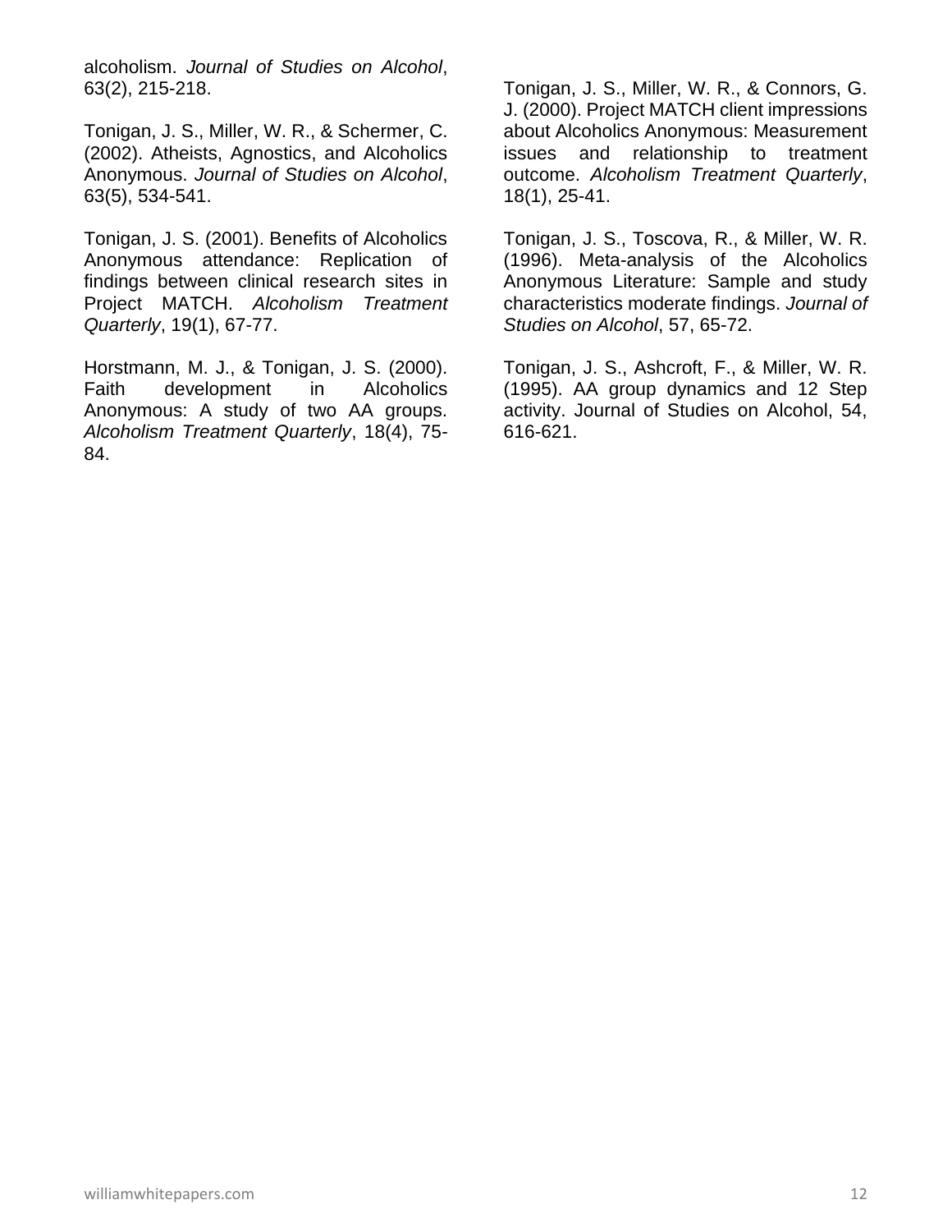alcoholism. *Journal of Studies on Alcohol*, 63(2), 215-218.

Tonigan, J. S., Miller, W. R., & Schermer, C. (2002). Atheists, Agnostics, and Alcoholics Anonymous. *Journal of Studies on Alcohol*, 63(5), 534-541.

Tonigan, J. S. (2001). Benefits of Alcoholics Anonymous attendance: Replication of findings between clinical research sites in Project MATCH. *Alcoholism Treatment Quarterly*, 19(1), 67-77.

Horstmann, M. J., & Tonigan, J. S. (2000). Faith development in Alcoholics Anonymous: A study of two AA groups. *Alcoholism Treatment Quarterly*, 18(4), 75-84.

Tonigan, J. S., Miller, W. R., & Connors, G. J. (2000). Project MATCH client impressions about Alcoholics Anonymous: Measurement issues and relationship to treatment outcome. *Alcoholism Treatment Quarterly*, 18(1), 25-41.

Tonigan, J. S., Toscova, R., & Miller, W. R. (1996). Meta-analysis of the Alcoholics Anonymous Literature: Sample and study characteristics moderate findings. *Journal of Studies on Alcohol*, 57, 65-72.

Tonigan, J. S., Ashcroft, F., & Miller, W. R. (1995). AA group dynamics and 12 Step activity. Journal of Studies on Alcohol, 54, 616-621.